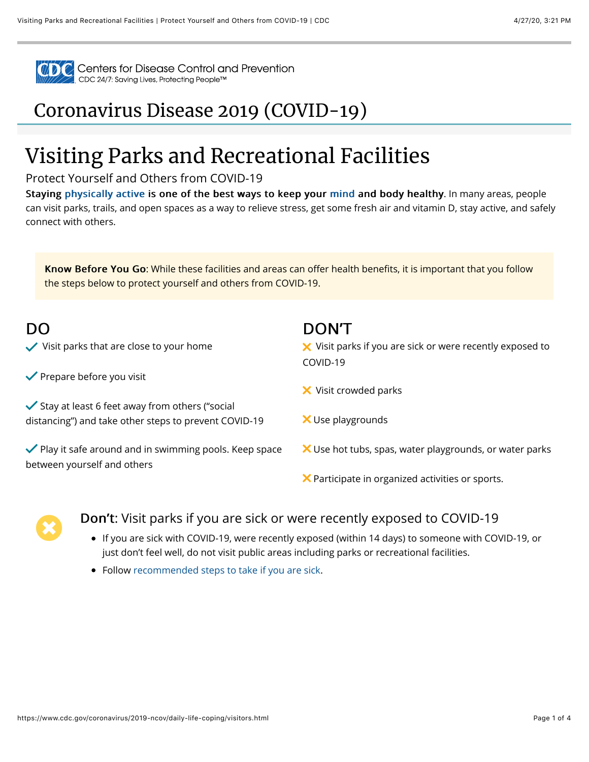# Coronavirus Disease 2019 (COVID-19)

# Visiting Parks and Recreational Facilities

Protect Yourself and Others from COVID-19

**Staying physically active is one of the best ways to keep your mind and body healthy**. In many areas, people can visit parks, trails, and open spaces as a way to relieve stress, get some fresh air and vitamin D, stay active, and safely connect with others.

**Know Before You Go**: While these facilities and areas can offer health benefits, it is important that you follow the steps below to protect yourself and others from COVID-19.

## DO

- ✓ Visit parks that are close to your home
- ✓ Prepare before you visit
- ✓ Stay at least 6 feet away from others ("social distancing") and take other steps to prevent COVID-19
- ✓ Play it safe around and in swimming pools. Keep space between yourself and others

## DON'T

- ✗ Visit parks if you are sick or were recently exposed to COVID-19
- ✗ Visit crowded parks
- ✗ Use playgrounds
- ✗ Use hot tubs, spas, water playgrounds, or water parks
- ✗ Participate in organized activities or sports.

### Don't: Visit parks if you are sick or were recently exposed to COVID-19

- If you are sick with COVID-19, were recently exposed (within 14 days) to someone with COVID-19, or just don't feel well, do not visit public areas including parks or recreational facilities.
- Follow recommended steps to take if you are sick.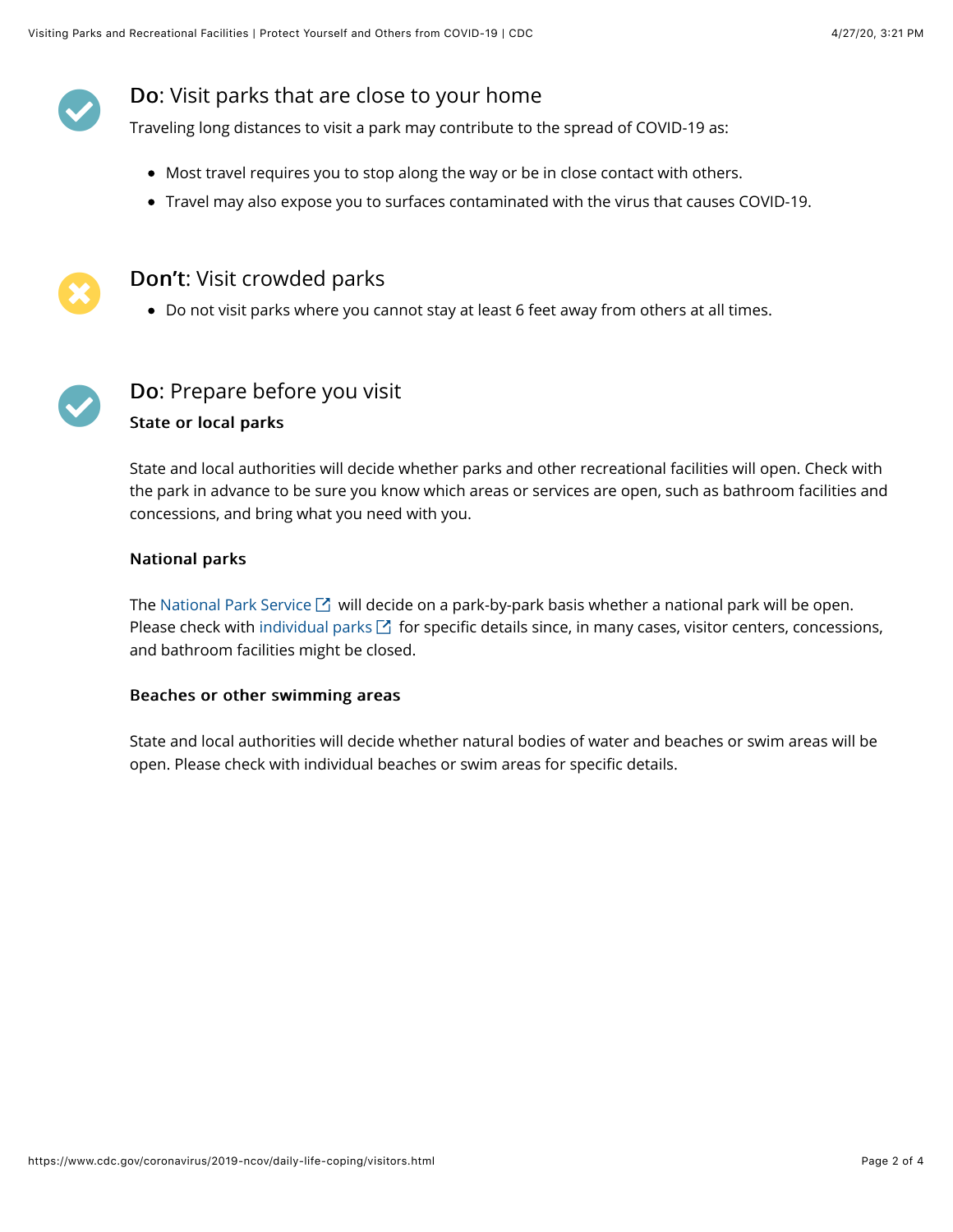## **Do**: Visit parks that are close to your home

Traveling long distances to visit a park may contribute to the spread of COVID-19 as:

- Most travel requires you to stop along the way or be in close contact with others.
- Travel may also expose you to surfaces contaminated with the virus that causes COVID-19.

## **Don't**: Visit crowded parks

- Do not visit parks where you cannot stay at least 6 feet away from others at all times.

## **Do**: Prepare before you visit

### State or local parks

State and local authorities will decide whether parks and other recreational facilities will open. Check with the park in advance to be sure you know which areas or services are open, such as bathroom facilities and concessions, and bring what you need with you.

### National parks

The National Park Service will decide on a park-by-park basis whether a national park will be open. Please check with individual parks for specific details since, in many cases, visitor centers, concessions, and bathroom facilities might be closed.

### Beaches or other swimming areas

State and local authorities will decide whether natural bodies of water and beaches or swim areas will be open. Please check with individual beaches or swim areas for specific details.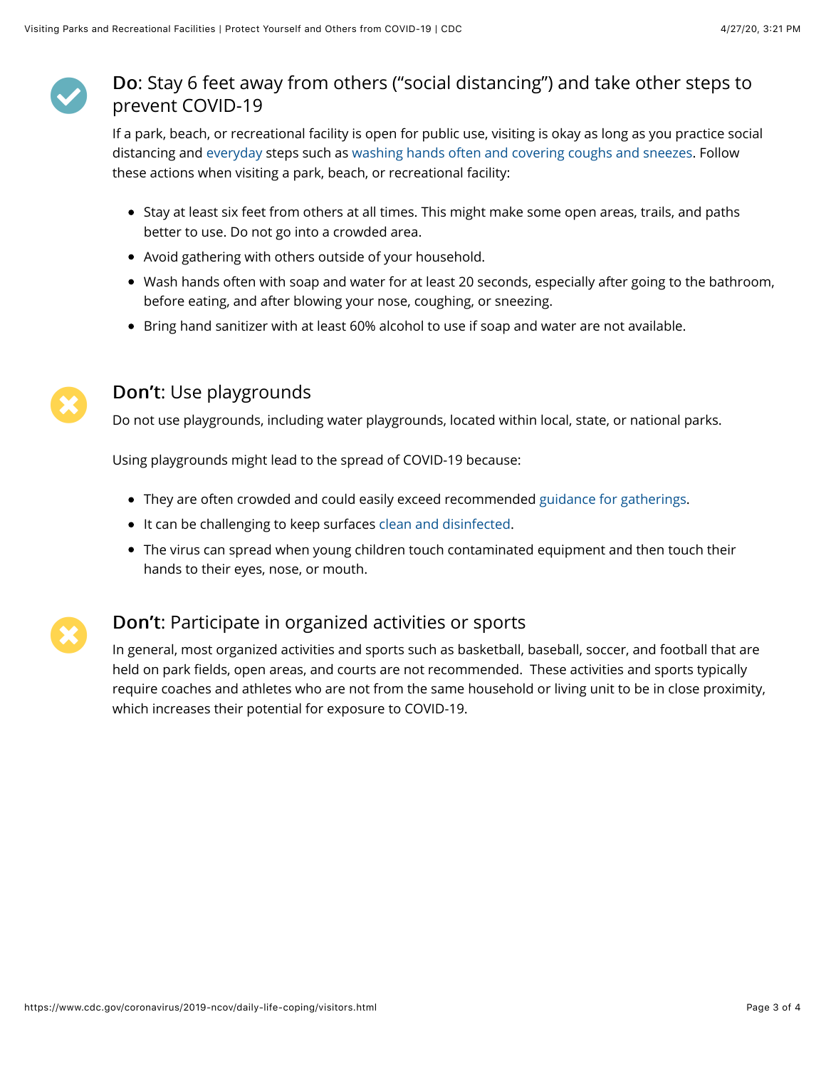### **Do**: Stay 6 feet away from others ("social distancing") and take other steps to prevent COVID-19

If a park, beach, or recreational facility is open for public use, visiting is okay as long as you practice social distancing and everyday steps such as washing hands often and covering coughs and sneezes. Follow these actions when visiting a park, beach, or recreational facility:

- Stay at least six feet from others at all times. This might make some open areas, trails, and paths better to use. Do not go into a crowded area.
- Avoid gathering with others outside of your household.
- Wash hands often with soap and water for at least 20 seconds, especially after going to the bathroom, before eating, and after blowing your nose, coughing, or sneezing.
- Bring hand sanitizer with at least 60% alcohol to use if soap and water are not available.

### **Don't**: Use playgrounds

Do not use playgrounds, including water playgrounds, located within local, state, or national parks.

Using playgrounds might lead to the spread of COVID-19 because:

- They are often crowded and could easily exceed recommended guidance for gatherings.
- It can be challenging to keep surfaces clean and disinfected.
- The virus can spread when young children touch contaminated equipment and then touch their hands to their eyes, nose, or mouth.

### **Don't**: Participate in organized activities or sports

In general, most organized activities and sports such as basketball, baseball, soccer, and football that are held on park fields, open areas, and courts are not recommended. These activities and sports typically require coaches and athletes who are not from the same household or living unit to be in close proximity, which increases their potential for exposure to COVID-19.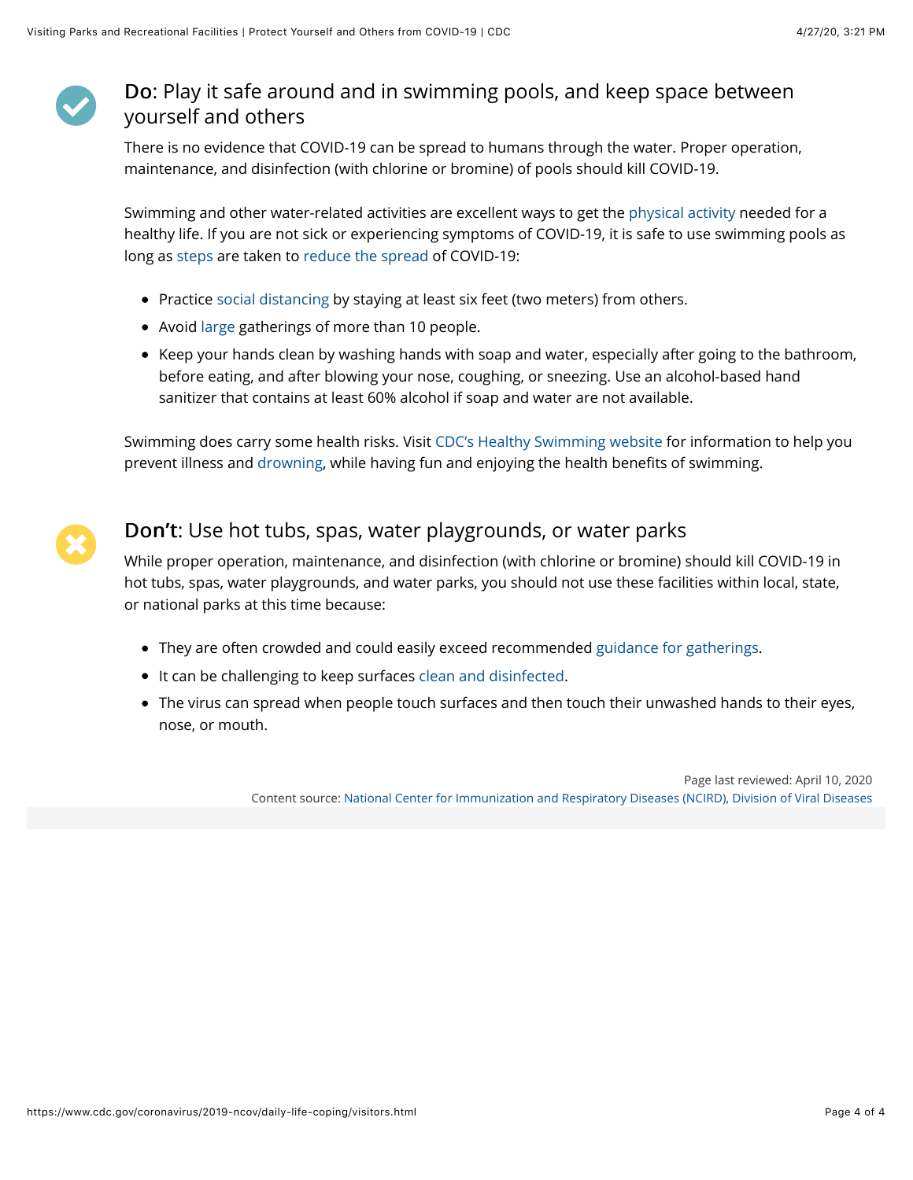### **Do**: Play it safe around and in swimming pools, and keep space between yourself and others

There is no evidence that COVID-19 can be spread to humans through the water. Proper operation, maintenance, and disinfection (with chlorine or bromine) of pools should kill COVID-19.

Swimming and other water-related activities are excellent ways to get the physical activity needed for a healthy life. If you are not sick or experiencing symptoms of COVID-19, it is safe to use swimming pools as long as steps are taken to reduce the spread of COVID-19:

- Practice social distancing by staying at least six feet (two meters) from others.
- Avoid large gatherings of more than 10 people.
- Keep your hands clean by washing hands with soap and water, especially after going to the bathroom, before eating, and after blowing your nose, coughing, or sneezing. Use an alcohol-based hand sanitizer that contains at least 60% alcohol if soap and water are not available.

Swimming does carry some health risks. Visit CDC's Healthy Swimming website for information to help you prevent illness and drowning, while having fun and enjoying the health benefits of swimming.

### **Don't**: Use hot tubs, spas, water playgrounds, or water parks

While proper operation, maintenance, and disinfection (with chlorine or bromine) should kill COVID-19 in hot tubs, spas, water playgrounds, and water parks, you should not use these facilities within local, state, or national parks at this time because:

- They are often crowded and could easily exceed recommended guidance for gatherings.
- It can be challenging to keep surfaces clean and disinfected.
- The virus can spread when people touch surfaces and then touch their unwashed hands to their eyes, nose, or mouth.

Page last reviewed: April 10, 2020
Content source: National Center for Immunization and Respiratory Diseases (NCIRD), Division of Viral Diseases